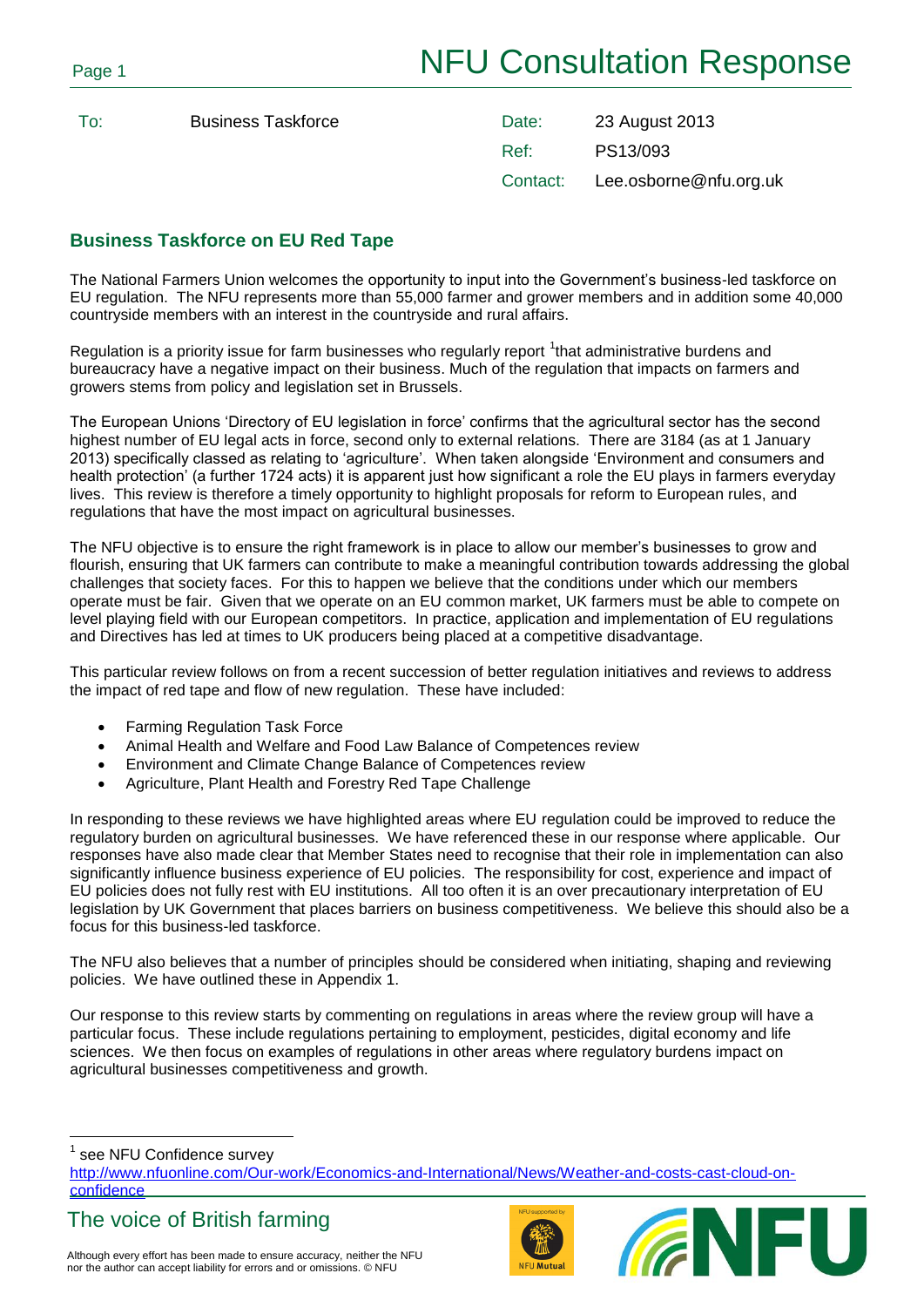# NFU Consultation Response

| | | | |
|---|---|---|---|
| To: | Business Taskforce | Date: | 23 August 2013 |
| | | Ref: | PS13/093 |
| | | Contact: | Lee.osborne@nfu.org.uk |

## Business Taskforce on EU Red Tape

The National Farmers Union welcomes the opportunity to input into the Government's business-led taskforce on EU regulation. The NFU represents more than 55,000 farmer and grower members and in addition some 40,000 countryside members with an interest in the countryside and rural affairs.

Regulation is a priority issue for farm businesses who regularly report [1]that administrative burdens and bureaucracy have a negative impact on their business. Much of the regulation that impacts on farmers and growers stems from policy and legislation set in Brussels.

The European Unions 'Directory of EU legislation in force' confirms that the agricultural sector has the second highest number of EU legal acts in force, second only to external relations. There are 3184 (as at 1 January 2013) specifically classed as relating to 'agriculture'. When taken alongside 'Environment and consumers and health protection' (a further 1724 acts) it is apparent just how significant a role the EU plays in farmers everyday lives. This review is therefore a timely opportunity to highlight proposals for reform to European rules, and regulations that have the most impact on agricultural businesses.

The NFU objective is to ensure the right framework is in place to allow our member's businesses to grow and flourish, ensuring that UK farmers can contribute to make a meaningful contribution towards addressing the global challenges that society faces. For this to happen we believe that the conditions under which our members operate must be fair. Given that we operate on an EU common market, UK farmers must be able to compete on level playing field with our European competitors. In practice, application and implementation of EU regulations and Directives has led at times to UK producers being placed at a competitive disadvantage.

This particular review follows on from a recent succession of better regulation initiatives and reviews to address the impact of red tape and flow of new regulation. These have included:

- Farming Regulation Task Force
- Animal Health and Welfare and Food Law Balance of Competences review
- Environment and Climate Change Balance of Competences review
- Agriculture, Plant Health and Forestry Red Tape Challenge

In responding to these reviews we have highlighted areas where EU regulation could be improved to reduce the regulatory burden on agricultural businesses. We have referenced these in our response where applicable. Our responses have also made clear that Member States need to recognise that their role in implementation can also significantly influence business experience of EU policies. The responsibility for cost, experience and impact of EU policies does not fully rest with EU institutions. All too often it is an over precautionary interpretation of EU legislation by UK Government that places barriers on business competitiveness. We believe this should also be a focus for this business-led taskforce.

The NFU also believes that a number of principles should be considered when initiating, shaping and reviewing policies. We have outlined these in Appendix 1.

Our response to this review starts by commenting on regulations in areas where the review group will have a particular focus. These include regulations pertaining to employment, pesticides, digital economy and life sciences. We then focus on examples of regulations in other areas where regulatory burdens impact on agricultural businesses competitiveness and growth.

[1] see NFU Confidence survey http://www.nfuonline.com/Our-work/Economics-and-International/News/Weather-and-costs-cast-cloud-on-confidence

The voice of British farming

Although every effort has been made to ensure accuracy, neither the NFU nor the author can accept liability for errors and or omissions. © NFU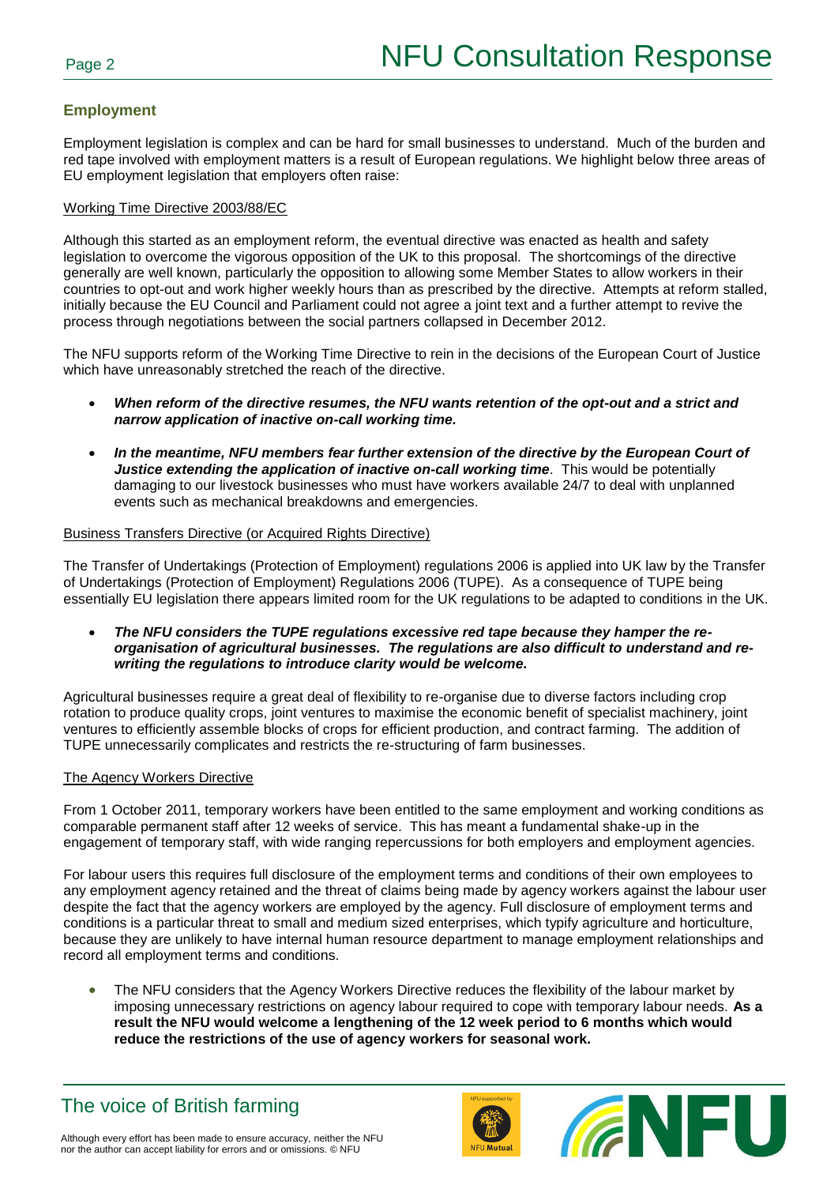## Employment

Employment legislation is complex and can be hard for small businesses to understand. Much of the burden and red tape involved with employment matters is a result of European regulations. We highlight below three areas of EU employment legislation that employers often raise:

Working Time Directive 2003/88/EC

Although this started as an employment reform, the eventual directive was enacted as health and safety legislation to overcome the vigorous opposition of the UK to this proposal. The shortcomings of the directive generally are well known, particularly the opposition to allowing some Member States to allow workers in their countries to opt-out and work higher weekly hours than as prescribed by the directive. Attempts at reform stalled, initially because the EU Council and Parliament could not agree a joint text and a further attempt to revive the process through negotiations between the social partners collapsed in December 2012.

The NFU supports reform of the Working Time Directive to rein in the decisions of the European Court of Justice which have unreasonably stretched the reach of the directive.

- ***When reform of the directive resumes, the NFU wants retention of the opt-out and a strict and narrow application of inactive on-call working time.***
- ***In the meantime, NFU members fear further extension of the directive by the European Court of Justice extending the application of inactive on-call working time***. This would be potentially damaging to our livestock businesses who must have workers available 24/7 to deal with unplanned events such as mechanical breakdowns and emergencies.

Business Transfers Directive (or Acquired Rights Directive)

The Transfer of Undertakings (Protection of Employment) regulations 2006 is applied into UK law by the Transfer of Undertakings (Protection of Employment) Regulations 2006 (TUPE). As a consequence of TUPE being essentially EU legislation there appears limited room for the UK regulations to be adapted to conditions in the UK.

- ***The NFU considers the TUPE regulations excessive red tape because they hamper the re-organisation of agricultural businesses. The regulations are also difficult to understand and re-writing the regulations to introduce clarity would be welcome.***

Agricultural businesses require a great deal of flexibility to re-organise due to diverse factors including crop rotation to produce quality crops, joint ventures to maximise the economic benefit of specialist machinery, joint ventures to efficiently assemble blocks of crops for efficient production, and contract farming. The addition of TUPE unnecessarily complicates and restricts the re-structuring of farm businesses.

The Agency Workers Directive

From 1 October 2011, temporary workers have been entitled to the same employment and working conditions as comparable permanent staff after 12 weeks of service. This has meant a fundamental shake-up in the engagement of temporary staff, with wide ranging repercussions for both employers and employment agencies.

For labour users this requires full disclosure of the employment terms and conditions of their own employees to any employment agency retained and the threat of claims being made by agency workers against the labour user despite the fact that the agency workers are employed by the agency. Full disclosure of employment terms and conditions is a particular threat to small and medium sized enterprises, which typify agriculture and horticulture, because they are unlikely to have internal human resource department to manage employment relationships and record all employment terms and conditions.

- The NFU considers that the Agency Workers Directive reduces the flexibility of the labour market by imposing unnecessary restrictions on agency labour required to cope with temporary labour needs. **As a result the NFU would welcome a lengthening of the 12 week period to 6 months which would reduce the restrictions of the use of agency workers for seasonal work.**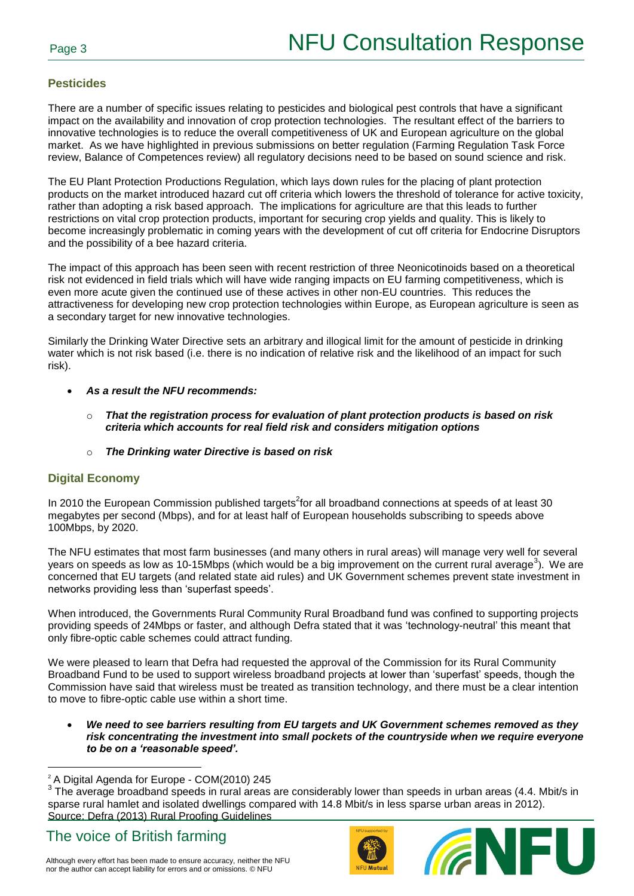## Pesticides

There are a number of specific issues relating to pesticides and biological pest controls that have a significant impact on the availability and innovation of crop protection technologies. The resultant effect of the barriers to innovative technologies is to reduce the overall competitiveness of UK and European agriculture on the global market. As we have highlighted in previous submissions on better regulation (Farming Regulation Task Force review, Balance of Competences review) all regulatory decisions need to be based on sound science and risk.

The EU Plant Protection Productions Regulation, which lays down rules for the placing of plant protection products on the market introduced hazard cut off criteria which lowers the threshold of tolerance for active toxicity, rather than adopting a risk based approach. The implications for agriculture are that this leads to further restrictions on vital crop protection products, important for securing crop yields and quality. This is likely to become increasingly problematic in coming years with the development of cut off criteria for Endocrine Disruptors and the possibility of a bee hazard criteria.

The impact of this approach has been seen with recent restriction of three Neonicotinoids based on a theoretical risk not evidenced in field trials which will have wide ranging impacts on EU farming competitiveness, which is even more acute given the continued use of these actives in other non-EU countries. This reduces the attractiveness for developing new crop protection technologies within Europe, as European agriculture is seen as a secondary target for new innovative technologies.

Similarly the Drinking Water Directive sets an arbitrary and illogical limit for the amount of pesticide in drinking water which is not risk based (i.e. there is no indication of relative risk and the likelihood of an impact for such risk).

- ***As a result the NFU recommends:***
  - ***That the registration process for evaluation of plant protection products is based on risk criteria which accounts for real field risk and considers mitigation options***
  - ***The Drinking water Directive is based on risk***

## Digital Economy

In 2010 the European Commission published targets[2] for all broadband connections at speeds of at least 30 megabytes per second (Mbps), and for at least half of European households subscribing to speeds above 100Mbps, by 2020.

The NFU estimates that most farm businesses (and many others in rural areas) will manage very well for several years on speeds as low as 10-15Mbps (which would be a big improvement on the current rural average[3]). We are concerned that EU targets (and related state aid rules) and UK Government schemes prevent state investment in networks providing less than 'superfast speeds'.

When introduced, the Governments Rural Community Rural Broadband fund was confined to supporting projects providing speeds of 24Mbps or faster, and although Defra stated that it was 'technology-neutral' this meant that only fibre-optic cable schemes could attract funding.

We were pleased to learn that Defra had requested the approval of the Commission for its Rural Community Broadband Fund to be used to support wireless broadband projects at lower than 'superfast' speeds, though the Commission have said that wireless must be treated as transition technology, and there must be a clear intention to move to fibre-optic cable use within a short time.

- ***We need to see barriers resulting from EU targets and UK Government schemes removed as they risk concentrating the investment into small pockets of the countryside when we require everyone to be on a 'reasonable speed'.***

---

[2] A Digital Agenda for Europe - COM(2010) 245

[3] The average broadband speeds in rural areas are considerably lower than speeds in urban areas (4.4. Mbit/s in sparse rural hamlet and isolated dwellings compared with 14.8 Mbit/s in less sparse urban areas in 2012). Source: Defra (2013) Rural Proofing Guidelines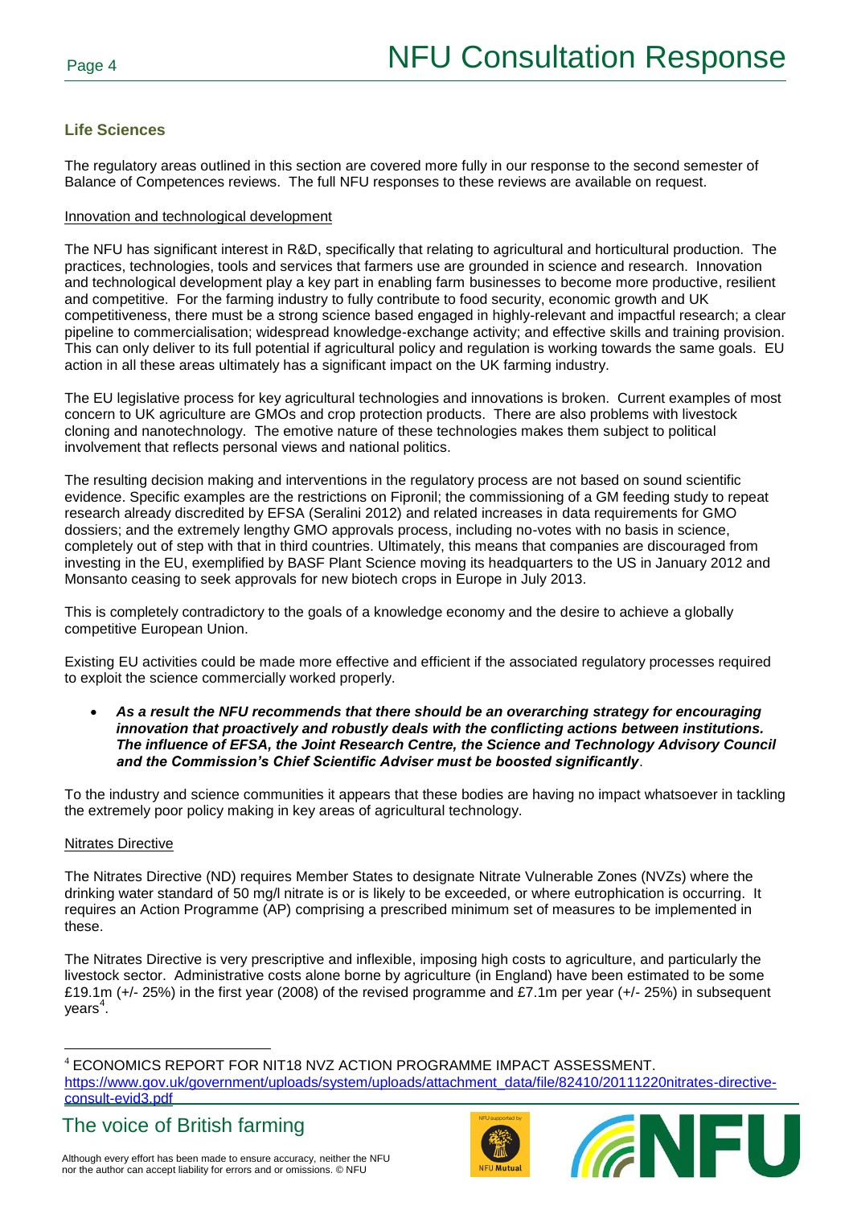## Life Sciences

The regulatory areas outlined in this section are covered more fully in our response to the second semester of Balance of Competences reviews. The full NFU responses to these reviews are available on request.

### Innovation and technological development

The NFU has significant interest in R&D, specifically that relating to agricultural and horticultural production. The practices, technologies, tools and services that farmers use are grounded in science and research. Innovation and technological development play a key part in enabling farm businesses to become more productive, resilient and competitive. For the farming industry to fully contribute to food security, economic growth and UK competitiveness, there must be a strong science based engaged in highly-relevant and impactful research; a clear pipeline to commercialisation; widespread knowledge-exchange activity; and effective skills and training provision. This can only deliver to its full potential if agricultural policy and regulation is working towards the same goals. EU action in all these areas ultimately has a significant impact on the UK farming industry.

The EU legislative process for key agricultural technologies and innovations is broken. Current examples of most concern to UK agriculture are GMOs and crop protection products. There are also problems with livestock cloning and nanotechnology. The emotive nature of these technologies makes them subject to political involvement that reflects personal views and national politics.

The resulting decision making and interventions in the regulatory process are not based on sound scientific evidence. Specific examples are the restrictions on Fipronil; the commissioning of a GM feeding study to repeat research already discredited by EFSA (Seralini 2012) and related increases in data requirements for GMO dossiers; and the extremely lengthy GMO approvals process, including no-votes with no basis in science, completely out of step with that in third countries. Ultimately, this means that companies are discouraged from investing in the EU, exemplified by BASF Plant Science moving its headquarters to the US in January 2012 and Monsanto ceasing to seek approvals for new biotech crops in Europe in July 2013.

This is completely contradictory to the goals of a knowledge economy and the desire to achieve a globally competitive European Union.

Existing EU activities could be made more effective and efficient if the associated regulatory processes required to exploit the science commercially worked properly.

- ***As a result the NFU recommends that there should be an overarching strategy for encouraging innovation that proactively and robustly deals with the conflicting actions between institutions. The influence of EFSA, the Joint Research Centre, the Science and Technology Advisory Council and the Commission's Chief Scientific Adviser must be boosted significantly***.

To the industry and science communities it appears that these bodies are having no impact whatsoever in tackling the extremely poor policy making in key areas of agricultural technology.

### Nitrates Directive

The Nitrates Directive (ND) requires Member States to designate Nitrate Vulnerable Zones (NVZs) where the drinking water standard of 50 mg/l nitrate is or is likely to be exceeded, or where eutrophication is occurring. It requires an Action Programme (AP) comprising a prescribed minimum set of measures to be implemented in these.

The Nitrates Directive is very prescriptive and inflexible, imposing high costs to agriculture, and particularly the livestock sector. Administrative costs alone borne by agriculture (in England) have been estimated to be some £19.1m (+/- 25%) in the first year (2008) of the revised programme and £7.1m per year (+/- 25%) in subsequent years[4].

[4] ECONOMICS REPORT FOR NIT18 NVZ ACTION PROGRAMME IMPACT ASSESSMENT. https://www.gov.uk/government/uploads/system/uploads/attachment_data/file/82410/20111220nitrates-directive-consult-evid3.pdf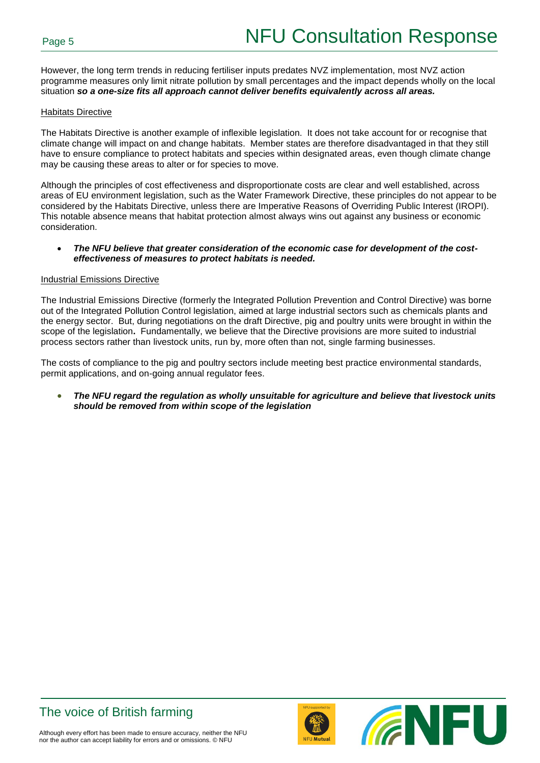However, the long term trends in reducing fertiliser inputs predates NVZ implementation, most NVZ action programme measures only limit nitrate pollution by small percentages and the impact depends wholly on the local situation ***so a one-size fits all approach cannot deliver benefits equivalently across all areas.***

<u>Habitats Directive</u>

The Habitats Directive is another example of inflexible legislation. It does not take account for or recognise that climate change will impact on and change habitats. Member states are therefore disadvantaged in that they still have to ensure compliance to protect habitats and species within designated areas, even though climate change may be causing these areas to alter or for species to move.

Although the principles of cost effectiveness and disproportionate costs are clear and well established, across areas of EU environment legislation, such as the Water Framework Directive, these principles do not appear to be considered by the Habitats Directive, unless there are Imperative Reasons of Overriding Public Interest (IROPI). This notable absence means that habitat protection almost always wins out against any business or economic consideration.

- ***The NFU believe that greater consideration of the economic case for development of the cost-effectiveness of measures to protect habitats is needed.***

<u>Industrial Emissions Directive</u>

The Industrial Emissions Directive (formerly the Integrated Pollution Prevention and Control Directive) was borne out of the Integrated Pollution Control legislation, aimed at large industrial sectors such as chemicals plants and the energy sector. But, during negotiations on the draft Directive, pig and poultry units were brought in within the scope of the legislation**.** Fundamentally, we believe that the Directive provisions are more suited to industrial process sectors rather than livestock units, run by, more often than not, single farming businesses.

The costs of compliance to the pig and poultry sectors include meeting best practice environmental standards, permit applications, and on-going annual regulator fees.

- ***The NFU regard the regulation as wholly unsuitable for agriculture and believe that livestock units should be removed from within scope of the legislation***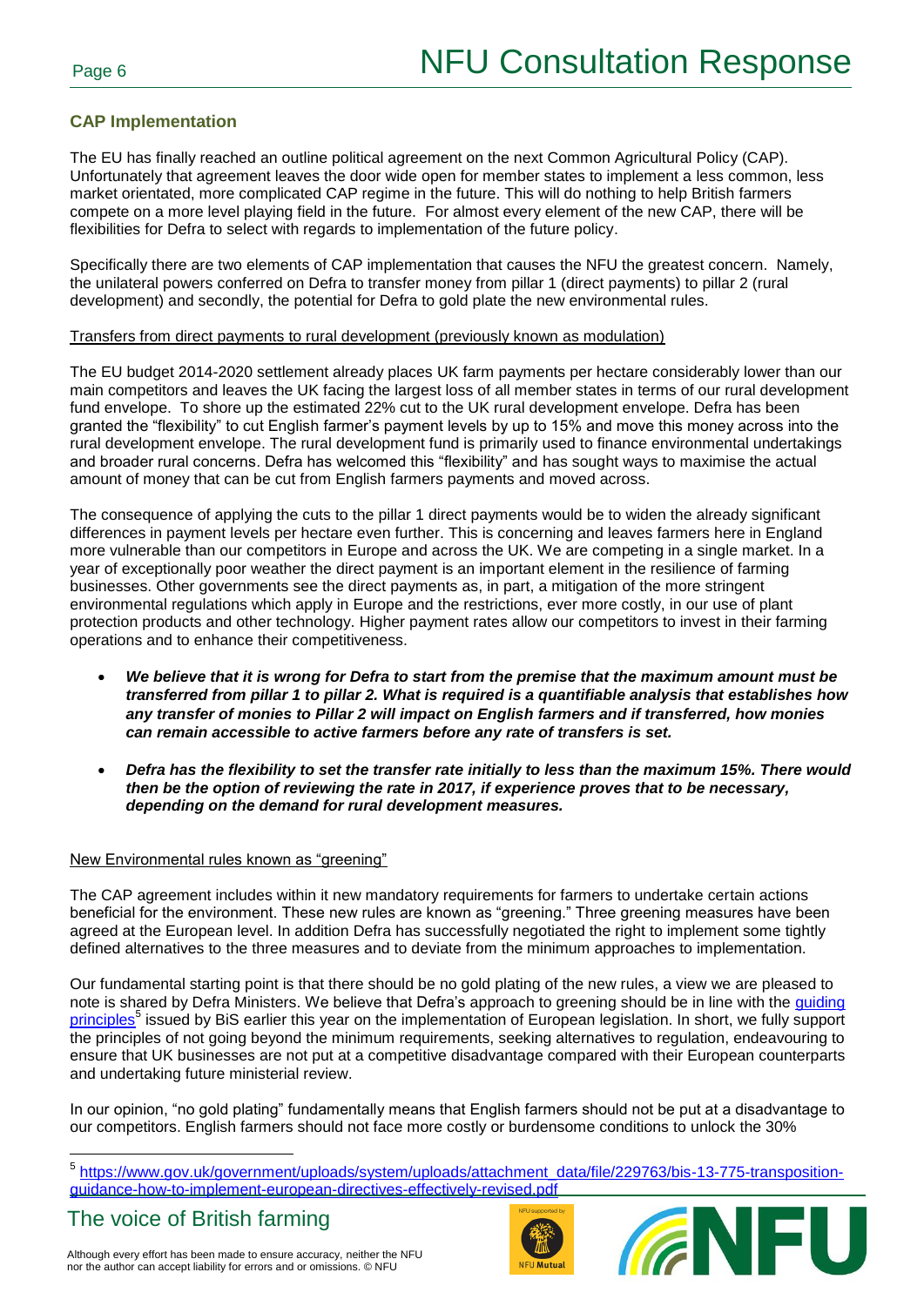## CAP Implementation

The EU has finally reached an outline political agreement on the next Common Agricultural Policy (CAP). Unfortunately that agreement leaves the door wide open for member states to implement a less common, less market orientated, more complicated CAP regime in the future. This will do nothing to help British farmers compete on a more level playing field in the future. For almost every element of the new CAP, there will be flexibilities for Defra to select with regards to implementation of the future policy.

Specifically there are two elements of CAP implementation that causes the NFU the greatest concern. Namely, the unilateral powers conferred on Defra to transfer money from pillar 1 (direct payments) to pillar 2 (rural development) and secondly, the potential for Defra to gold plate the new environmental rules.

### Transfers from direct payments to rural development (previously known as modulation)

The EU budget 2014-2020 settlement already places UK farm payments per hectare considerably lower than our main competitors and leaves the UK facing the largest loss of all member states in terms of our rural development fund envelope. To shore up the estimated 22% cut to the UK rural development envelope. Defra has been granted the "flexibility" to cut English farmer's payment levels by up to 15% and move this money across into the rural development envelope. The rural development fund is primarily used to finance environmental undertakings and broader rural concerns. Defra has welcomed this "flexibility" and has sought ways to maximise the actual amount of money that can be cut from English farmers payments and moved across.

The consequence of applying the cuts to the pillar 1 direct payments would be to widen the already significant differences in payment levels per hectare even further. This is concerning and leaves farmers here in England more vulnerable than our competitors in Europe and across the UK. We are competing in a single market. In a year of exceptionally poor weather the direct payment is an important element in the resilience of farming businesses. Other governments see the direct payments as, in part, a mitigation of the more stringent environmental regulations which apply in Europe and the restrictions, ever more costly, in our use of plant protection products and other technology. Higher payment rates allow our competitors to invest in their farming operations and to enhance their competitiveness.

- ***We believe that it is wrong for Defra to start from the premise that the maximum amount must be transferred from pillar 1 to pillar 2. What is required is a quantifiable analysis that establishes how any transfer of monies to Pillar 2 will impact on English farmers and if transferred, how monies can remain accessible to active farmers before any rate of transfers is set.***
- ***Defra has the flexibility to set the transfer rate initially to less than the maximum 15%. There would then be the option of reviewing the rate in 2017, if experience proves that to be necessary, depending on the demand for rural development measures.***

### New Environmental rules known as "greening"

The CAP agreement includes within it new mandatory requirements for farmers to undertake certain actions beneficial for the environment. These new rules are known as "greening." Three greening measures have been agreed at the European level. In addition Defra has successfully negotiated the right to implement some tightly defined alternatives to the three measures and to deviate from the minimum approaches to implementation.

Our fundamental starting point is that there should be no gold plating of the new rules, a view we are pleased to note is shared by Defra Ministers. We believe that Defra's approach to greening should be in line with the guiding principles[5] issued by BiS earlier this year on the implementation of European legislation. In short, we fully support the principles of not going beyond the minimum requirements, seeking alternatives to regulation, endeavouring to ensure that UK businesses are not put at a competitive disadvantage compared with their European counterparts and undertaking future ministerial review.

In our opinion, "no gold plating" fundamentally means that English farmers should not be put at a disadvantage to our competitors. English farmers should not face more costly or burdensome conditions to unlock the 30%

---

[5] https://www.gov.uk/government/uploads/system/uploads/attachment_data/file/229763/bis-13-775-transposition-guidance-how-to-implement-european-directives-effectively-revised.pdf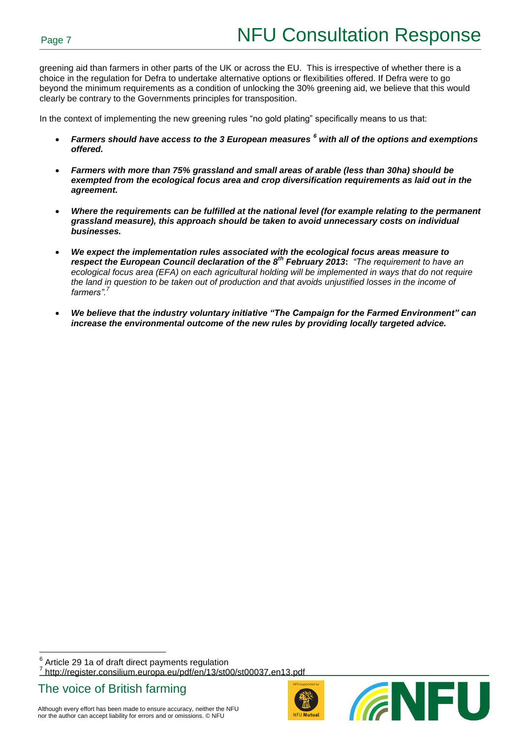greening aid than farmers in other parts of the UK or across the EU. This is irrespective of whether there is a choice in the regulation for Defra to undertake alternative options or flexibilities offered. If Defra were to go beyond the minimum requirements as a condition of unlocking the 30% greening aid, we believe that this would clearly be contrary to the Governments principles for transposition.

In the context of implementing the new greening rules "no gold plating" specifically means to us that:

- ***Farmers should have access to the 3 European measures [6] with all of the options and exemptions offered.***
- ***Farmers with more than 75% grassland and small areas of arable (less than 30ha) should be exempted from the ecological focus area and crop diversification requirements as laid out in the agreement.***
- ***Where the requirements can be fulfilled at the national level (for example relating to the permanent grassland measure), this approach should be taken to avoid unnecessary costs on individual businesses.***
- ***We expect the implementation rules associated with the ecological focus areas measure to respect the European Council declaration of the 8th February 2013:*** *"The requirement to have an ecological focus area (EFA) on each agricultural holding will be implemented in ways that do not require the land in question to be taken out of production and that avoids unjustified losses in the income of farmers".[7]*
- ***We believe that the industry voluntary initiative "The Campaign for the Farmed Environment" can increase the environmental outcome of the new rules by providing locally targeted advice.***

[6] Article 29 1a of draft direct payments regulation

[7] http://register.consilium.europa.eu/pdf/en/13/st00/st00037.en13.pdf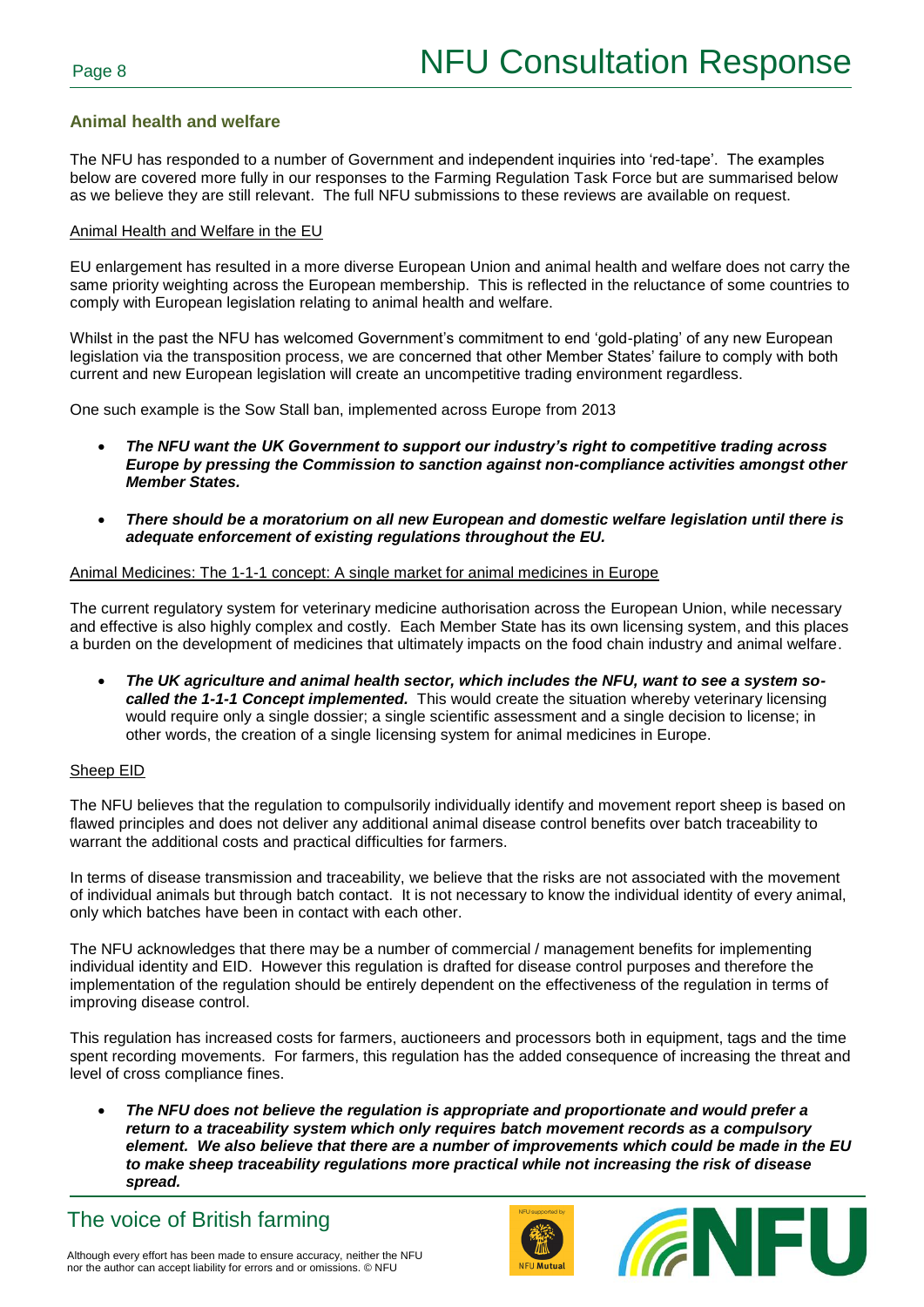## Animal health and welfare

The NFU has responded to a number of Government and independent inquiries into 'red-tape'. The examples below are covered more fully in our responses to the Farming Regulation Task Force but are summarised below as we believe they are still relevant. The full NFU submissions to these reviews are available on request.

### Animal Health and Welfare in the EU

EU enlargement has resulted in a more diverse European Union and animal health and welfare does not carry the same priority weighting across the European membership. This is reflected in the reluctance of some countries to comply with European legislation relating to animal health and welfare.

Whilst in the past the NFU has welcomed Government's commitment to end 'gold-plating' of any new European legislation via the transposition process, we are concerned that other Member States' failure to comply with both current and new European legislation will create an uncompetitive trading environment regardless.

One such example is the Sow Stall ban, implemented across Europe from 2013

- ***The NFU want the UK Government to support our industry's right to competitive trading across Europe by pressing the Commission to sanction against non-compliance activities amongst other Member States.***
- ***There should be a moratorium on all new European and domestic welfare legislation until there is adequate enforcement of existing regulations throughout the EU.***

### Animal Medicines: The 1-1-1 concept: A single market for animal medicines in Europe

The current regulatory system for veterinary medicine authorisation across the European Union, while necessary and effective is also highly complex and costly. Each Member State has its own licensing system, and this places a burden on the development of medicines that ultimately impacts on the food chain industry and animal welfare.

- ***The UK agriculture and animal health sector, which includes the NFU, want to see a system so-called the 1-1-1 Concept implemented.*** This would create the situation whereby veterinary licensing would require only a single dossier; a single scientific assessment and a single decision to license; in other words, the creation of a single licensing system for animal medicines in Europe.

### Sheep EID

The NFU believes that the regulation to compulsorily individually identify and movement report sheep is based on flawed principles and does not deliver any additional animal disease control benefits over batch traceability to warrant the additional costs and practical difficulties for farmers.

In terms of disease transmission and traceability, we believe that the risks are not associated with the movement of individual animals but through batch contact. It is not necessary to know the individual identity of every animal, only which batches have been in contact with each other.

The NFU acknowledges that there may be a number of commercial / management benefits for implementing individual identity and EID. However this regulation is drafted for disease control purposes and therefore the implementation of the regulation should be entirely dependent on the effectiveness of the regulation in terms of improving disease control.

This regulation has increased costs for farmers, auctioneers and processors both in equipment, tags and the time spent recording movements. For farmers, this regulation has the added consequence of increasing the threat and level of cross compliance fines.

- ***The NFU does not believe the regulation is appropriate and proportionate and would prefer a return to a traceability system which only requires batch movement records as a compulsory element. We also believe that there are a number of improvements which could be made in the EU to make sheep traceability regulations more practical while not increasing the risk of disease spread.***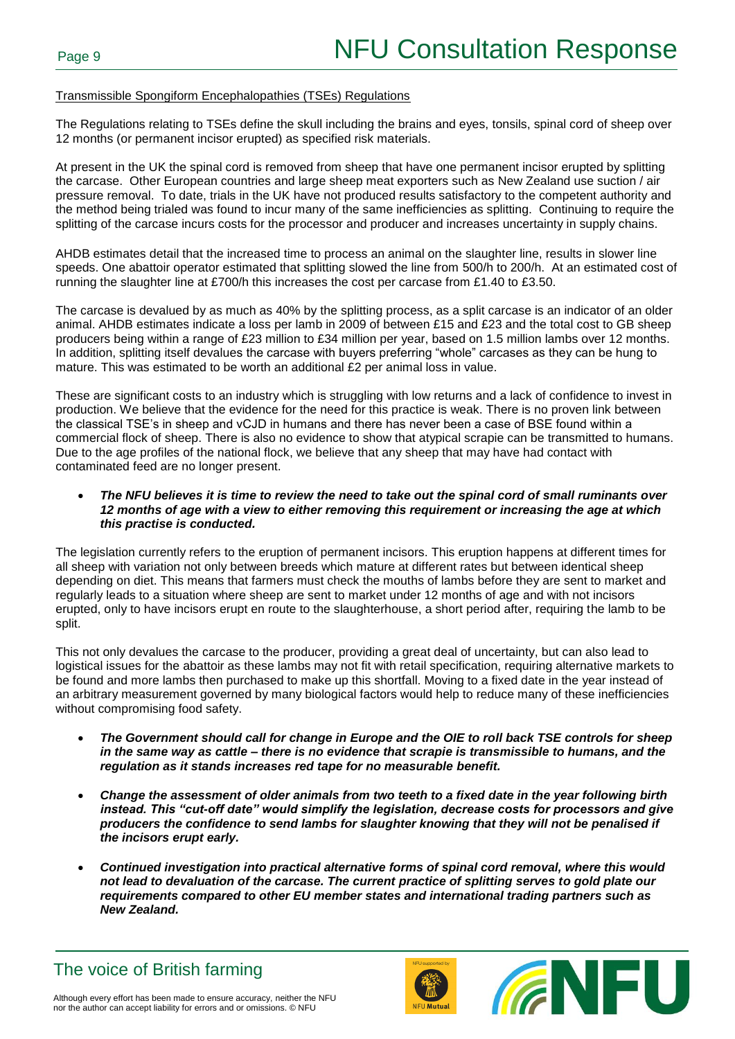Transmissible Spongiform Encephalopathies (TSEs) Regulations

The Regulations relating to TSEs define the skull including the brains and eyes, tonsils, spinal cord of sheep over 12 months (or permanent incisor erupted) as specified risk materials.

At present in the UK the spinal cord is removed from sheep that have one permanent incisor erupted by splitting the carcase. Other European countries and large sheep meat exporters such as New Zealand use suction / air pressure removal. To date, trials in the UK have not produced results satisfactory to the competent authority and the method being trialed was found to incur many of the same inefficiencies as splitting. Continuing to require the splitting of the carcase incurs costs for the processor and producer and increases uncertainty in supply chains.

AHDB estimates detail that the increased time to process an animal on the slaughter line, results in slower line speeds. One abattoir operator estimated that splitting slowed the line from 500/h to 200/h. At an estimated cost of running the slaughter line at £700/h this increases the cost per carcase from £1.40 to £3.50.

The carcase is devalued by as much as 40% by the splitting process, as a split carcase is an indicator of an older animal. AHDB estimates indicate a loss per lamb in 2009 of between £15 and £23 and the total cost to GB sheep producers being within a range of £23 million to £34 million per year, based on 1.5 million lambs over 12 months. In addition, splitting itself devalues the carcase with buyers preferring "whole" carcases as they can be hung to mature. This was estimated to be worth an additional £2 per animal loss in value.

These are significant costs to an industry which is struggling with low returns and a lack of confidence to invest in production. We believe that the evidence for the need for this practice is weak. There is no proven link between the classical TSE's in sheep and vCJD in humans and there has never been a case of BSE found within a commercial flock of sheep. There is also no evidence to show that atypical scrapie can be transmitted to humans. Due to the age profiles of the national flock, we believe that any sheep that may have had contact with contaminated feed are no longer present.

- ***The NFU believes it is time to review the need to take out the spinal cord of small ruminants over 12 months of age with a view to either removing this requirement or increasing the age at which this practise is conducted.***

The legislation currently refers to the eruption of permanent incisors. This eruption happens at different times for all sheep with variation not only between breeds which mature at different rates but between identical sheep depending on diet. This means that farmers must check the mouths of lambs before they are sent to market and regularly leads to a situation where sheep are sent to market under 12 months of age and with not incisors erupted, only to have incisors erupt en route to the slaughterhouse, a short period after, requiring the lamb to be split.

This not only devalues the carcase to the producer, providing a great deal of uncertainty, but can also lead to logistical issues for the abattoir as these lambs may not fit with retail specification, requiring alternative markets to be found and more lambs then purchased to make up this shortfall. Moving to a fixed date in the year instead of an arbitrary measurement governed by many biological factors would help to reduce many of these inefficiencies without compromising food safety.

- ***The Government should call for change in Europe and the OIE to roll back TSE controls for sheep in the same way as cattle – there is no evidence that scrapie is transmissible to humans, and the regulation as it stands increases red tape for no measurable benefit.***

- ***Change the assessment of older animals from two teeth to a fixed date in the year following birth instead. This "cut-off date" would simplify the legislation, decrease costs for processors and give producers the confidence to send lambs for slaughter knowing that they will not be penalised if the incisors erupt early.***

- ***Continued investigation into practical alternative forms of spinal cord removal, where this would not lead to devaluation of the carcase. The current practice of splitting serves to gold plate our requirements compared to other EU member states and international trading partners such as New Zealand.***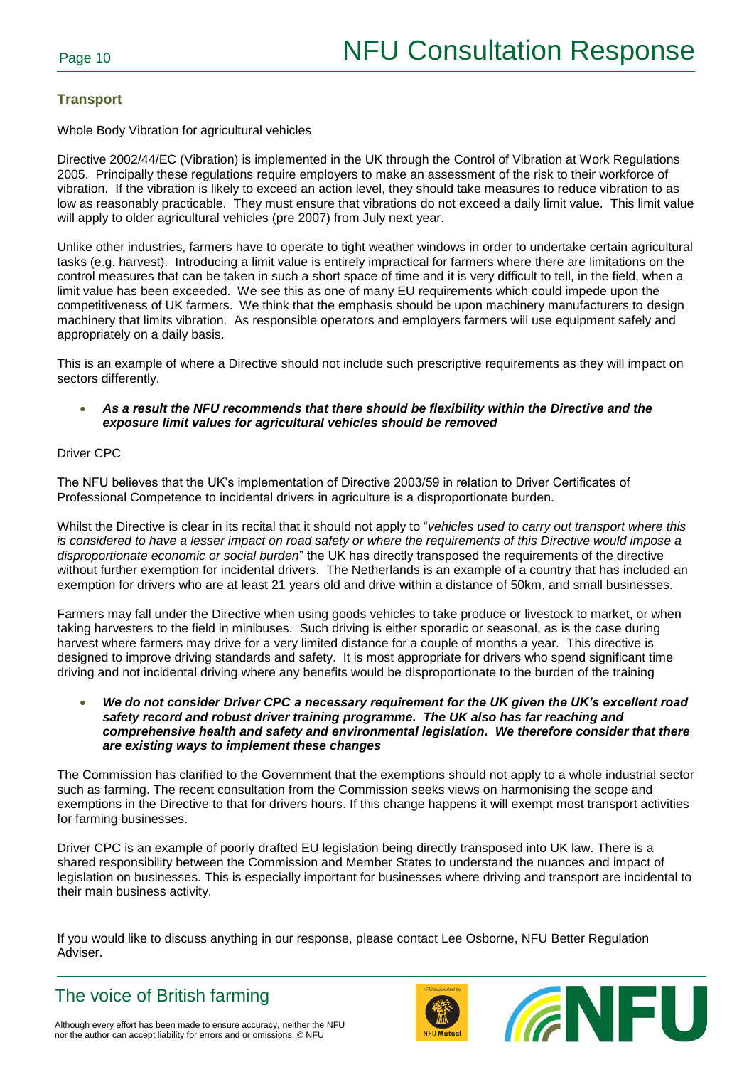## Transport

Whole Body Vibration for agricultural vehicles

Directive 2002/44/EC (Vibration) is implemented in the UK through the Control of Vibration at Work Regulations 2005. Principally these regulations require employers to make an assessment of the risk to their workforce of vibration. If the vibration is likely to exceed an action level, they should take measures to reduce vibration to as low as reasonably practicable. They must ensure that vibrations do not exceed a daily limit value. This limit value will apply to older agricultural vehicles (pre 2007) from July next year.

Unlike other industries, farmers have to operate to tight weather windows in order to undertake certain agricultural tasks (e.g. harvest). Introducing a limit value is entirely impractical for farmers where there are limitations on the control measures that can be taken in such a short space of time and it is very difficult to tell, in the field, when a limit value has been exceeded. We see this as one of many EU requirements which could impede upon the competitiveness of UK farmers. We think that the emphasis should be upon machinery manufacturers to design machinery that limits vibration. As responsible operators and employers farmers will use equipment safely and appropriately on a daily basis.

This is an example of where a Directive should not include such prescriptive requirements as they will impact on sectors differently.

- ***As a result the NFU recommends that there should be flexibility within the Directive and the exposure limit values for agricultural vehicles should be removed***

Driver CPC

The NFU believes that the UK's implementation of Directive 2003/59 in relation to Driver Certificates of Professional Competence to incidental drivers in agriculture is a disproportionate burden.

Whilst the Directive is clear in its recital that it should not apply to "*vehicles used to carry out transport where this is considered to have a lesser impact on road safety or where the requirements of this Directive would impose a disproportionate economic or social burden*" the UK has directly transposed the requirements of the directive without further exemption for incidental drivers. The Netherlands is an example of a country that has included an exemption for drivers who are at least 21 years old and drive within a distance of 50km, and small businesses.

Farmers may fall under the Directive when using goods vehicles to take produce or livestock to market, or when taking harvesters to the field in minibuses. Such driving is either sporadic or seasonal, as is the case during harvest where farmers may drive for a very limited distance for a couple of months a year. This directive is designed to improve driving standards and safety. It is most appropriate for drivers who spend significant time driving and not incidental driving where any benefits would be disproportionate to the burden of the training

- ***We do not consider Driver CPC a necessary requirement for the UK given the UK's excellent road safety record and robust driver training programme. The UK also has far reaching and comprehensive health and safety and environmental legislation. We therefore consider that there are existing ways to implement these changes***

The Commission has clarified to the Government that the exemptions should not apply to a whole industrial sector such as farming. The recent consultation from the Commission seeks views on harmonising the scope and exemptions in the Directive to that for drivers hours. If this change happens it will exempt most transport activities for farming businesses.

Driver CPC is an example of poorly drafted EU legislation being directly transposed into UK law. There is a shared responsibility between the Commission and Member States to understand the nuances and impact of legislation on businesses. This is especially important for businesses where driving and transport are incidental to their main business activity.

If you would like to discuss anything in our response, please contact Lee Osborne, NFU Better Regulation Adviser.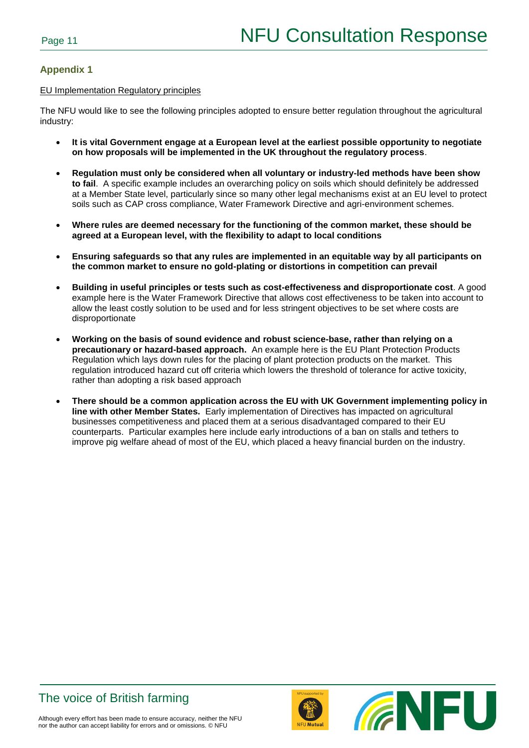## Appendix 1

EU Implementation Regulatory principles

The NFU would like to see the following principles adopted to ensure better regulation throughout the agricultural industry:

- **It is vital Government engage at a European level at the earliest possible opportunity to negotiate on how proposals will be implemented in the UK throughout the regulatory process**.
- **Regulation must only be considered when all voluntary or industry-led methods have been show to fail**. A specific example includes an overarching policy on soils which should definitely be addressed at a Member State level, particularly since so many other legal mechanisms exist at an EU level to protect soils such as CAP cross compliance, Water Framework Directive and agri-environment schemes.
- **Where rules are deemed necessary for the functioning of the common market, these should be agreed at a European level, with the flexibility to adapt to local conditions**
- **Ensuring safeguards so that any rules are implemented in an equitable way by all participants on the common market to ensure no gold-plating or distortions in competition can prevail**
- **Building in useful principles or tests such as cost-effectiveness and disproportionate cost**. A good example here is the Water Framework Directive that allows cost effectiveness to be taken into account to allow the least costly solution to be used and for less stringent objectives to be set where costs are disproportionate
- **Working on the basis of sound evidence and robust science-base, rather than relying on a precautionary or hazard-based approach.** An example here is the EU Plant Protection Products Regulation which lays down rules for the placing of plant protection products on the market. This regulation introduced hazard cut off criteria which lowers the threshold of tolerance for active toxicity, rather than adopting a risk based approach
- **There should be a common application across the EU with UK Government implementing policy in line with other Member States.** Early implementation of Directives has impacted on agricultural businesses competitiveness and placed them at a serious disadvantaged compared to their EU counterparts. Particular examples here include early introductions of a ban on stalls and tethers to improve pig welfare ahead of most of the EU, which placed a heavy financial burden on the industry.